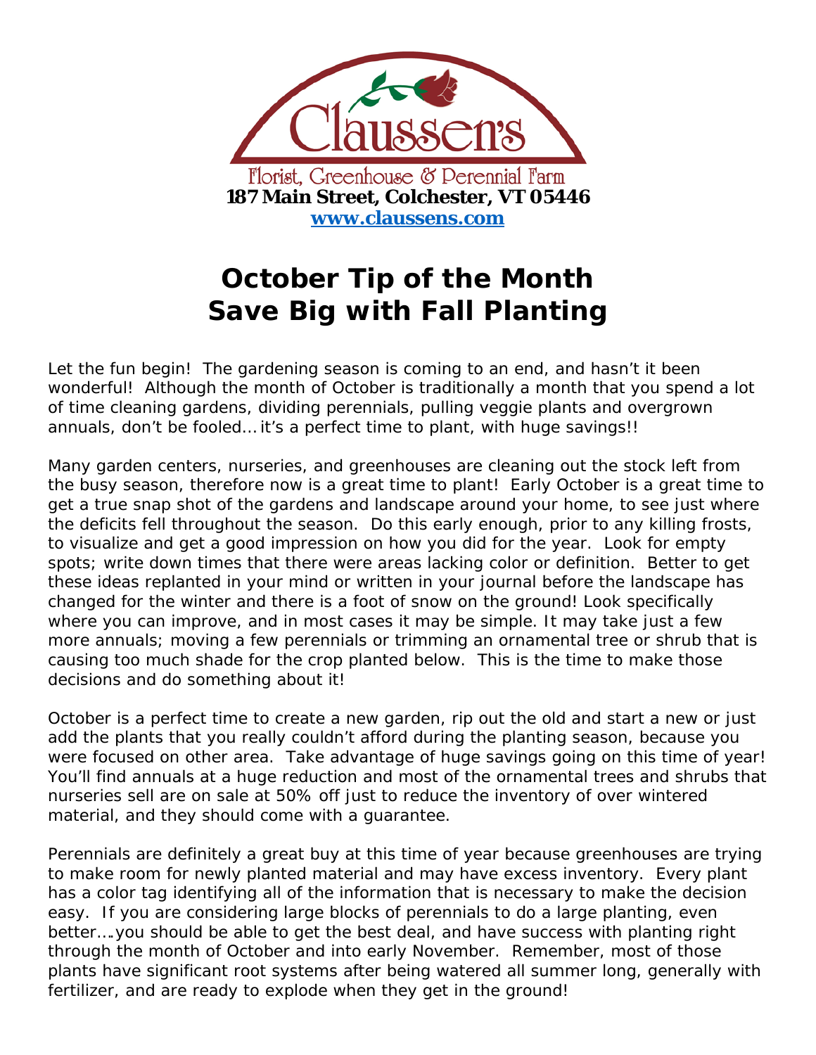Claussen's

Florist, Greenhouse & Perennial Farm

**187 Main Street, Colchester, VT 05446**

**www.claussens.com**

# October Tip of the Month
# Save Big with Fall Planting

Let the fun begin! The gardening season is coming to an end, and hasn't it been wonderful! Although the month of October is traditionally a month that you spend a lot of time cleaning gardens, dividing perennials, pulling veggie plants and overgrown annuals, don't be fooled… it's a perfect time to plant, with huge savings!!

Many garden centers, nurseries, and greenhouses are cleaning out the stock left from the busy season, therefore now is a great time to plant! Early October is a great time to get a true snap shot of the gardens and landscape around your home, to see just where the deficits fell throughout the season. Do this early enough, prior to any killing frosts, to visualize and get a good impression on how you did for the year. Look for empty spots; write down times that there were areas lacking color or definition. Better to get these ideas replanted in your mind or written in your journal before the landscape has changed for the winter and there is a foot of snow on the ground! Look specifically where you can improve, and in most cases it may be simple. It may take just a few more annuals; moving a few perennials or trimming an ornamental tree or shrub that is causing too much shade for the crop planted below. This is the time to make those decisions and do something about it!

October is a perfect time to create a new garden, rip out the old and start a new or just add the plants that you really couldn't afford during the planting season, because you were focused on other area. Take advantage of huge savings going on this time of year! You'll find annuals at a huge reduction and most of the ornamental trees and shrubs that nurseries sell are on sale at 50% off just to reduce the inventory of over wintered material, and they should come with a guarantee.

Perennials are definitely a great buy at this time of year because greenhouses are trying to make room for newly planted material and may have excess inventory. Every plant has a color tag identifying all of the information that is necessary to make the decision easy. If you are considering large blocks of perennials to do a large planting, even better….you should be able to get the best deal, and have success with planting right through the month of October and into early November. Remember, most of those plants have significant root systems after being watered all summer long, generally with fertilizer, and are ready to explode when they get in the ground!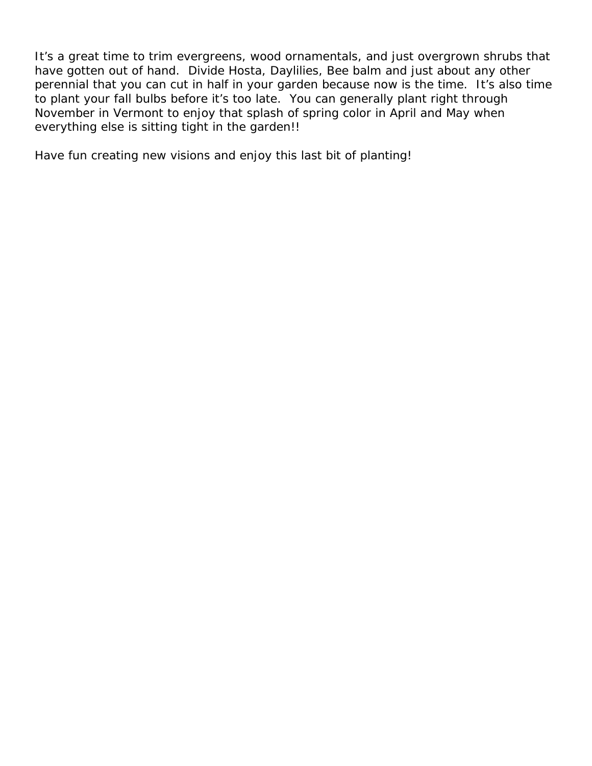It's a great time to trim evergreens, wood ornamentals, and just overgrown shrubs that have gotten out of hand.  Divide Hosta, Daylilies, Bee balm and just about any other perennial that you can cut in half in your garden because now is the time.  It's also time to plant your fall bulbs before it's too late.  You can generally plant right through November in Vermont to enjoy that splash of spring color in April and May when everything else is sitting tight in the garden!!

Have fun creating new visions and enjoy this last bit of planting!